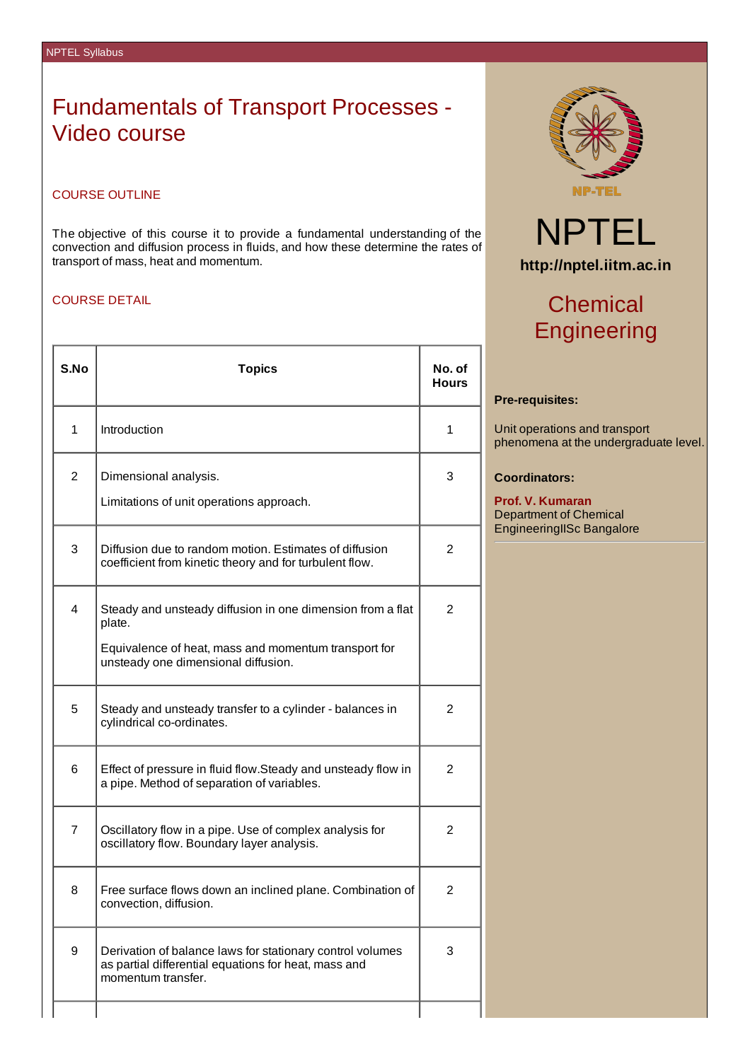# Fundamentals of Transport Processes - Video course

## COURSE OUTLINE

The objective of this course it to provide a fundamental understanding of the convection and diffusion process in fluids, and how these determine the rates of transport of mass, heat and momentum.

## COURSE DETAIL

| S.No | Topics | No. of Hours |
|---|---|---|
| 1 | Introduction | 1 |
| 2 | Dimensional analysis.<br><br>Limitations of unit operations approach. | 3 |
| 3 | Diffusion due to random motion. Estimates of diffusion coefficient from kinetic theory and for turbulent flow. | 2 |
| 4 | Steady and unsteady diffusion in one dimension from a flat plate.<br><br>Equivalence of heat, mass and momentum transport for unsteady one dimensional diffusion. | 2 |
| 5 | Steady and unsteady transfer to a cylinder - balances in cylindrical co-ordinates. | 2 |
| 6 | Effect of pressure in fluid flow.Steady and unsteady flow in a pipe. Method of separation of variables. | 2 |
| 7 | Oscillatory flow in a pipe. Use of complex analysis for oscillatory flow. Boundary layer analysis. | 2 |
| 8 | Free surface flows down an inclined plane. Combination of convection, diffusion. | 2 |
| 9 | Derivation of balance laws for stationary control volumes as partial differential equations for heat, mass and momentum transfer. | 3 |

NP-TEL

# NPTEL

**http://nptel.iitm.ac.in**

## Chemical Engineering

**Pre-requisites:**

Unit operations and transport phenomena at the undergraduate level.

**Coordinators:**

**Prof. V. Kumaran**
Department of Chemical EngineeringIISc Bangalore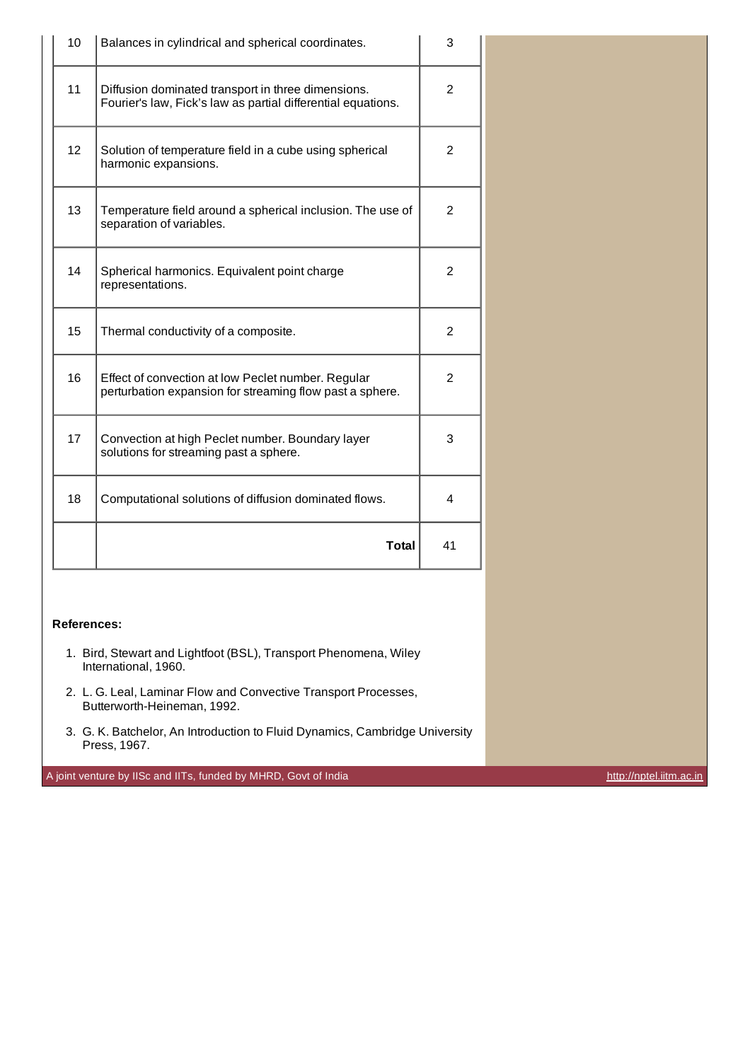| | | |
|---|---|---|
| 10 | Balances in cylindrical and spherical coordinates. | 3 |
| 11 | Diffusion dominated transport in three dimensions. Fourier's law, Fick's law as partial differential equations. | 2 |
| 12 | Solution of temperature field in a cube using spherical harmonic expansions. | 2 |
| 13 | Temperature field around a spherical inclusion. The use of separation of variables. | 2 |
| 14 | Spherical harmonics. Equivalent point charge representations. | 2 |
| 15 | Thermal conductivity of a composite. | 2 |
| 16 | Effect of convection at low Peclet number. Regular perturbation expansion for streaming flow past a sphere. | 2 |
| 17 | Convection at high Peclet number. Boundary layer solutions for streaming past a sphere. | 3 |
| 18 | Computational solutions of diffusion dominated flows. | 4 |
| | **Total** | 41 |

**References:**

1. Bird, Stewart and Lightfoot (BSL), Transport Phenomena, Wiley International, 1960.
2. L. G. Leal, Laminar Flow and Convective Transport Processes, Butterworth-Heineman, 1992.
3. G. K. Batchelor, An Introduction to Fluid Dynamics, Cambridge University Press, 1967.

A joint venture by IISc and IITs, funded by MHRD, Govt of India http://nptel.iitm.ac.in